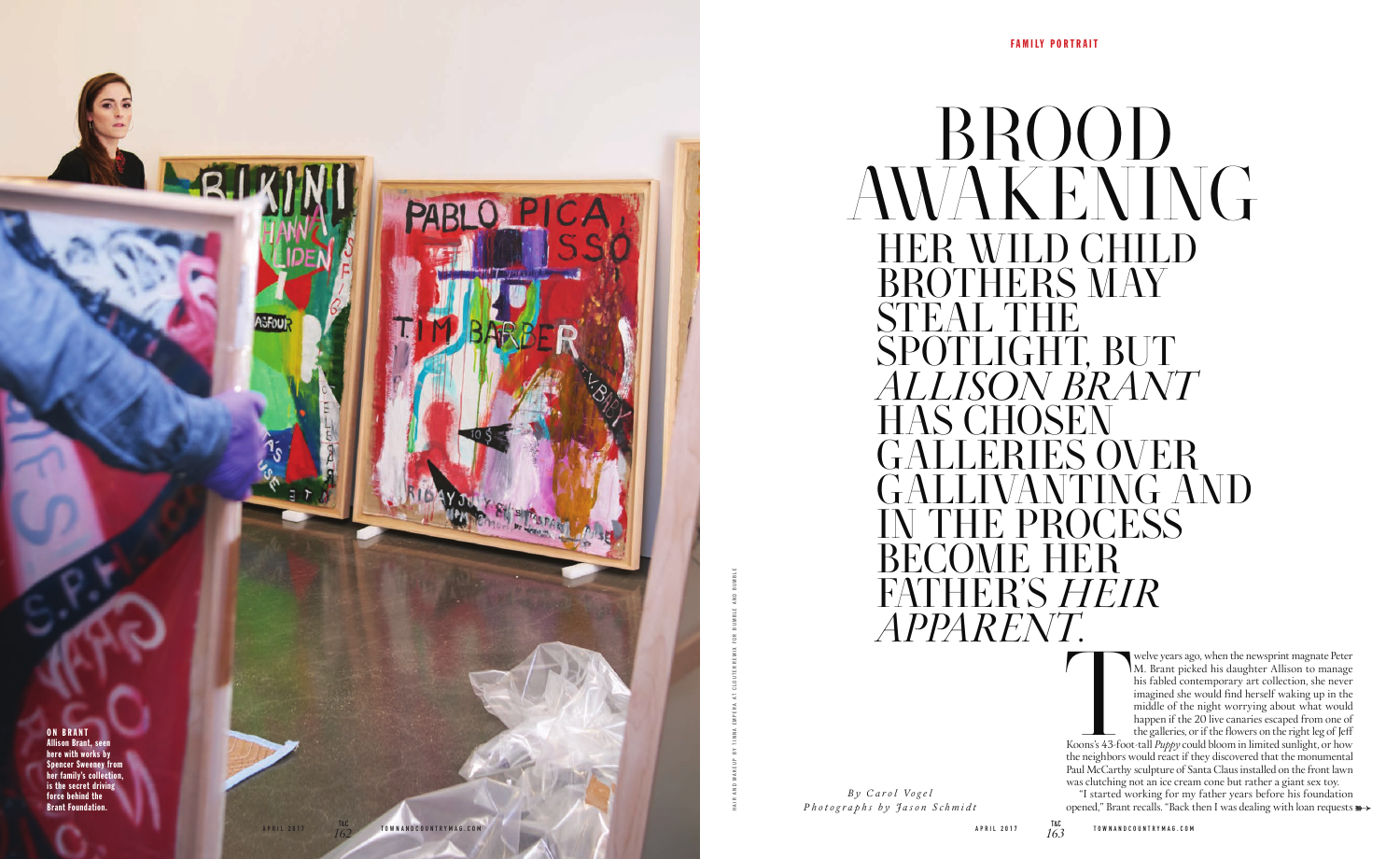FAMILY PORTRAIT

# BROOD AWAKENING

## HER WILD CHILD BROTHERS MAY STEAL THE SPOTLIGHT, BUT *ALLISON BRANT* HAS CHOSEN GALLERIES OVER GALLIVANTING AND IN THE PROCESS BECOME HER FATHER'S *HEIR APPARENT*.

*By Carol Vogel*
*Photographs by Jason Schmidt*

**ON BRANT**
**Allison Brant, seen here with works by Spencer Sweeney from her family's collection, is the secret driving force behind the Brant Foundation.**

HAIR AND MAKEUP BY TINNA EMPERA AT CLOUTIERREMIX FOR BUMBLE AND BUMBLE

Twelve years ago, when the newsprint magnate Peter M. Brant picked his daughter Allison to manage his fabled contemporary art collection, she never imagined she would find herself waking up in the middle of the night worrying about what would happen if the 20 live canaries escaped from one of the galleries, or if the flowers on the right leg of Jeff Koons's 43-foot-tall *Puppy* could bloom in limited sunlight, or how the neighbors would react if they discovered that the monumental Paul McCarthy sculpture of Santa Claus installed on the front lawn was clutching not an ice cream cone but rather a giant sex toy.

"I started working for my father years before his foundation opened," Brant recalls. "Back then I was dealing with loan requests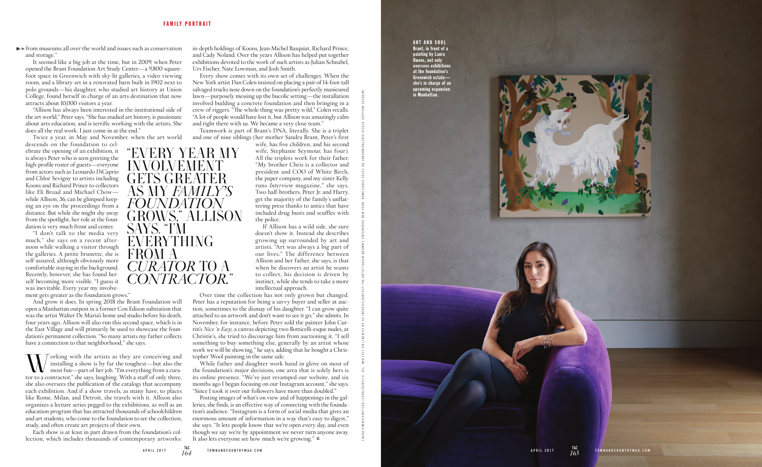from museums all over the world and issues such as conservation and storage."

It seemed like a big job at the time, but in 2009, when Peter opened the Brant Foundation Art Study Center—a 9,800-square-foot space in Greenwich with sky-lit galleries, a video viewing room, and a library set in a renovated barn built in 1902 next to polo grounds—his daughter, who studied art history at Union College, found herself in charge of an arts destination that now attracts about 10,000 visitors a year.

"Allison has always been interested in the institutional side of the art world," Peter says. "She has studied art history, is passionate about arts education, and is terrific working with the artists. She does all the real work. I just come in at the end."

Twice a year, in May and November, when the art world descends on the foundation to celebrate the opening of an exhibition, it is always Peter who is seen greeting the high-profile roster of guests—everyone from actors such as Leonardo DiCaprio and Chloë Sevigny to artists including Koons and Richard Prince to collectors like Eli Broad and Michael Chow—while Allison, 36, can be glimpsed keeping an eye on the proceedings from a distance. But while she might shy away from the spotlight, her role at the foundation is very much front and center.

"I don't talk to the media very much," she says on a recent afternoon while walking a visitor through the galleries. A petite brunette, she is self-assured, although obviously more comfortable staying in the background. Recently, however, she has found herself becoming more visible. "I guess it was inevitable. Every year my involvement gets greater as the foundation grows."

> "EVERY YEAR MY INVOLVEMENT GETS GREATER AS MY *FAMILY'S FOUNDATION* GROWS," ALLISON SAYS. "I'M EVERYTHING FROM A *CURATOR* TO A *CONTRACTOR*."

And grow it does. In spring 2018 the Brant Foundation will open a Manhattan outpost in a former Con Edison substation that was the artist Walter De Maria's home and studio before his death, four years ago. Allison will also run this second space, which is in the East Village and will primarily be used to showcase the foundation's permanent collection. "So many artists my father collects have a connection to that neighborhood," she says.

Working with the artists as they are conceiving and installing a show is by far the toughest—but also the most fun—part of her job. "I'm everything from a curator to a contractor," she says, laughing. With a staff of only three, she also oversees the publication of the catalogs that accompany each exhibition. And if a show travels, as many have, to places like Rome, Milan, and Detroit, she travels with it. Allison also organizes a lecture series pegged to the exhibitions, as well as an education program that has attracted thousands of schoolchildren and art students, who come to the foundation to see the collection, study, and often create art projects of their own.

Each show is at least in part drawn from the foundation's collection, which includes thousands of contemporary artworks: in-depth holdings of Koons, Jean-Michel Basquiat, Richard Prince, and Cady Noland. Over the years Allison has helped put together exhibitions devoted to the work of such artists as Julian Schnabel, Urs Fischer, Nate Lowman, and Josh Smith.

Every show comes with its own set of challenges. When the New York artist Dan Colen insisted on placing a pair of 14-foot-tall salvaged trucks nose down on the foundation's perfectly manicured lawn—purposely messing up the bucolic setting—the installation involved building a concrete foundation and then bringing in a crew of riggers. "The whole thing was pretty wild," Colen recalls. "A lot of people would have lost it, but Allison was amazingly calm and right there with us. We became a very close team."

Teamwork is part of Brant's DNA, literally. She is a triplet and one of nine siblings (her mother Sandra Brant, Peter's first wife, has five children, and his second wife, Stephanie Seymour, has four). All the triplets work for their father. "My brother Chris is a collector and president and COO of White Birch, the paper company, and my sister Kelly runs *Interview* magazine," she says. Two half-brothers, Peter Jr. and Harry, get the majority of the family's unflattering press thanks to antics that have included drug busts and scuffles with the police.

If Allison has a wild side, she sure doesn't show it. Instead she describes growing up surrounded by art and artists. "Art was always a big part of our lives." The difference between Allison and her father, she says, is that when he discovers an artist he wants to collect, his decision is driven by instinct, while she tends to take a more intellectual approach.

Over time the collection has not only grown but changed. Peter has a reputation for being a savvy buyer and seller at auction, sometimes to the dismay of his daughter. "I can grow quite attached to an artwork and don't want to see it go," she admits. In November, for instance, before Peter sold the painter John Currin's *Nice 'n Easy*, a canvas depicting two Botticelli-esque nudes, at Christie's, she tried to discourage him from auctioning it. "I sell something to buy something else, generally by an artist whose work we will be showing," he says, adding that he bought a Christopher Wool painting in the same sale.

While father and daughter work hand in glove on most of the foundation's major decisions, one area that is solely hers is its online presence. "We've just revamped our website, and six months ago I began focusing on our Instagram account," she says. "Since I took it over our followers have more than doubled."

Posting images of what's on view and of happenings in the galleries, she finds, is an effective way of connecting with the foundation's audience. "Instagram is a form of social media that gives an enormous amount of information in a way that's easy to digest," she says. "It lets people know that we're open every day, and even though we say we're by appointment we never turn anyone away. It also lets everyone see how much we're growing." «

LAURA OWENS/UNTITLED (2016)/ACRYLIC, OIL, AND FELT ON LINEN/43 BY 46 INCHES/COURTESY THE ARTIST/GAVIN BROWN'S ENTERPRISE, NEW YORK, ROME/SADIE COLES HQ LONDON/GALERIE GISELA CAPITAIN COLOGNE

**ART AND SOUL**
Brant, in front of a painting by Laura Owens, not only oversees exhibitions at the foundation's Greenwich estate—she's in charge of an upcoming expansion in Manhattan.